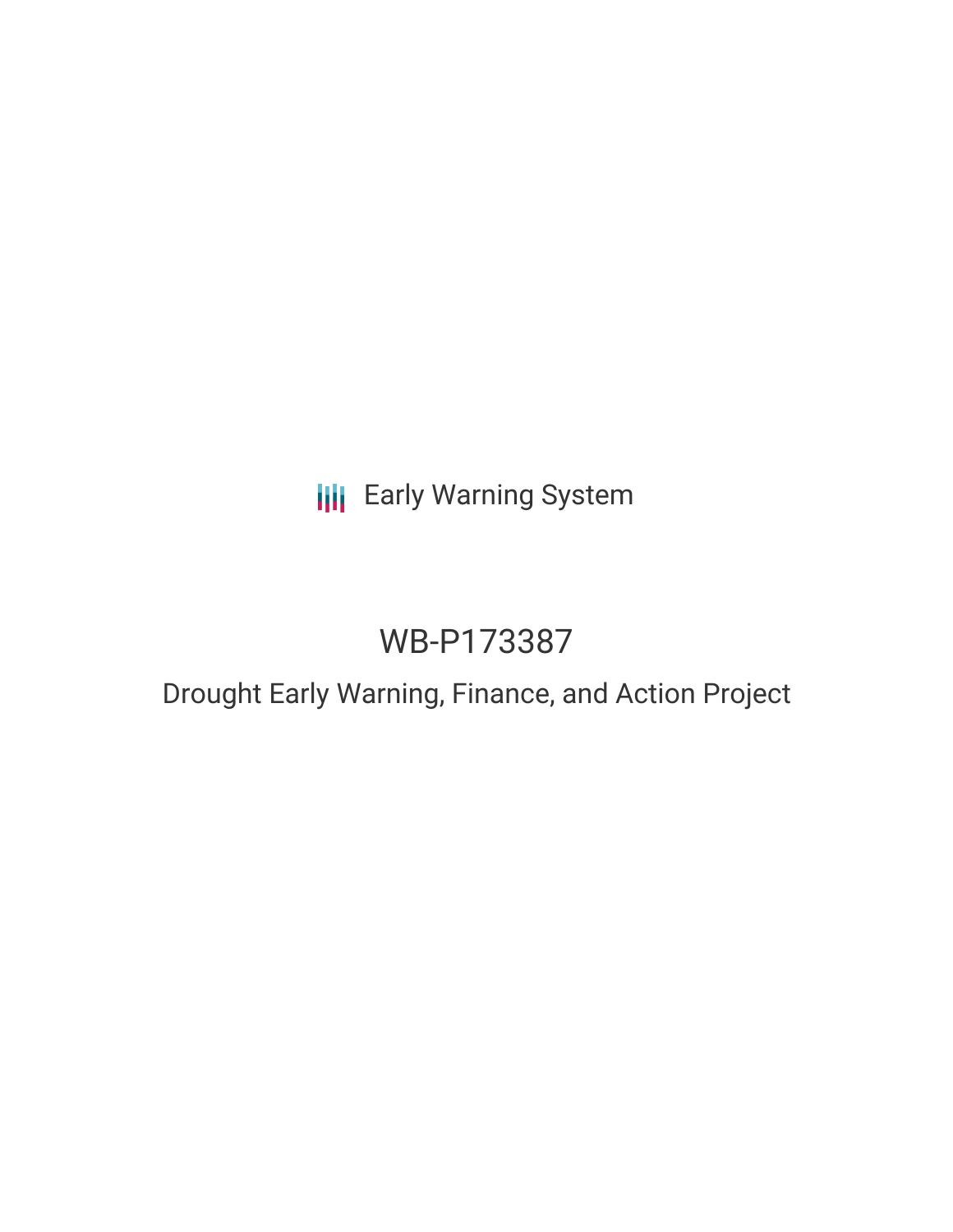Early Warning System

# WB-P173387

## Drought Early Warning, Finance, and Action Project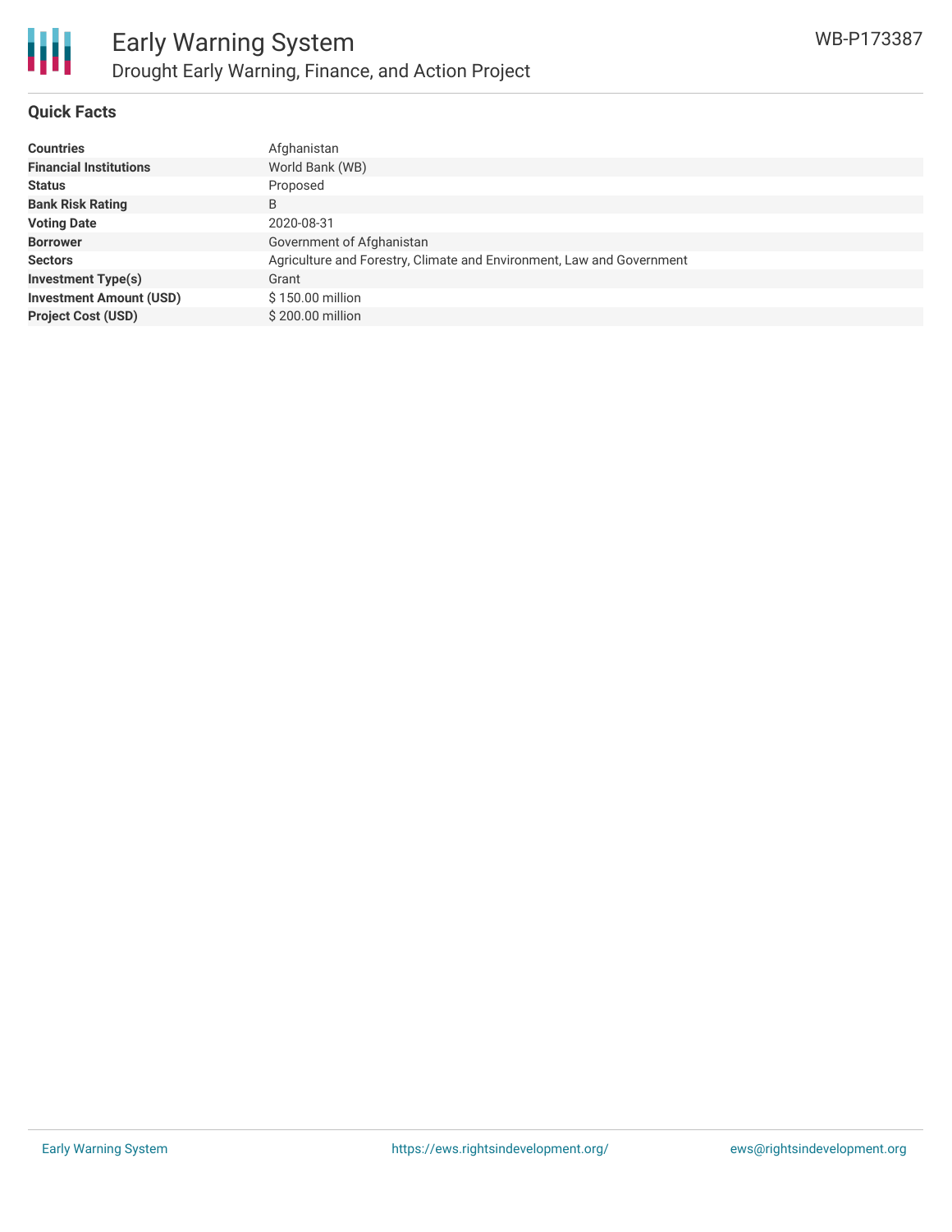# Early Warning System

## Drought Early Warning, Finance, and Action Project

WB-P173387

### Quick Facts

| | |
|---|---|
| **Countries** | Afghanistan |
| **Financial Institutions** | World Bank (WB) |
| **Status** | Proposed |
| **Bank Risk Rating** | B |
| **Voting Date** | 2020-08-31 |
| **Borrower** | Government of Afghanistan |
| **Sectors** | Agriculture and Forestry, Climate and Environment, Law and Government |
| **Investment Type(s)** | Grant |
| **Investment Amount (USD)** | $ 150.00 million |
| **Project Cost (USD)** | $ 200.00 million |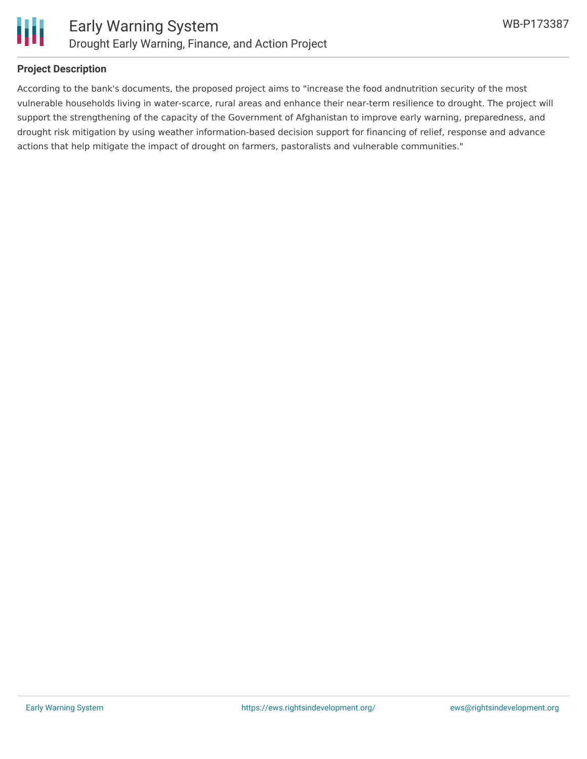### Project Description

According to the bank's documents, the proposed project aims to "increase the food andnutrition security of the most vulnerable households living in water-scarce, rural areas and enhance their near-term resilience to drought. The project will support the strengthening of the capacity of the Government of Afghanistan to improve early warning, preparedness, and drought risk mitigation by using weather information-based decision support for financing of relief, response and advance actions that help mitigate the impact of drought on farmers, pastoralists and vulnerable communities."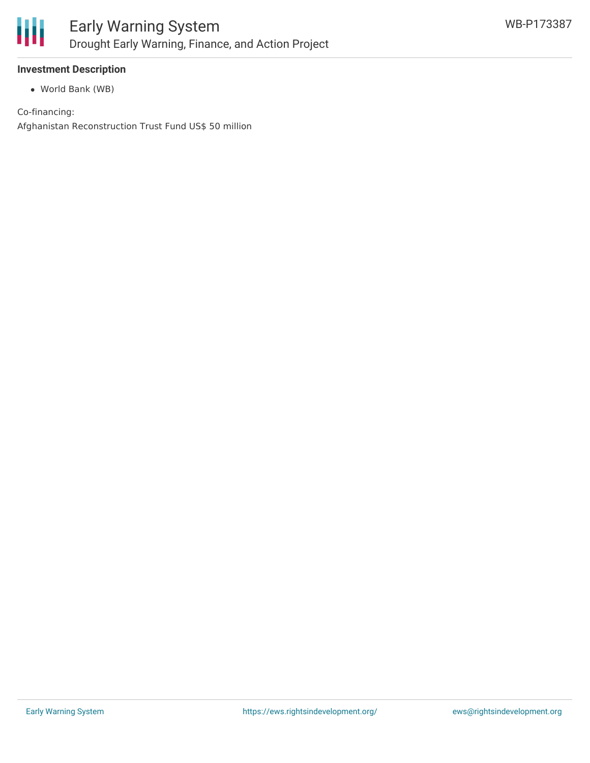**Investment Description**

- World Bank (WB)

Co-financing:

Afghanistan Reconstruction Trust Fund US$ 50 million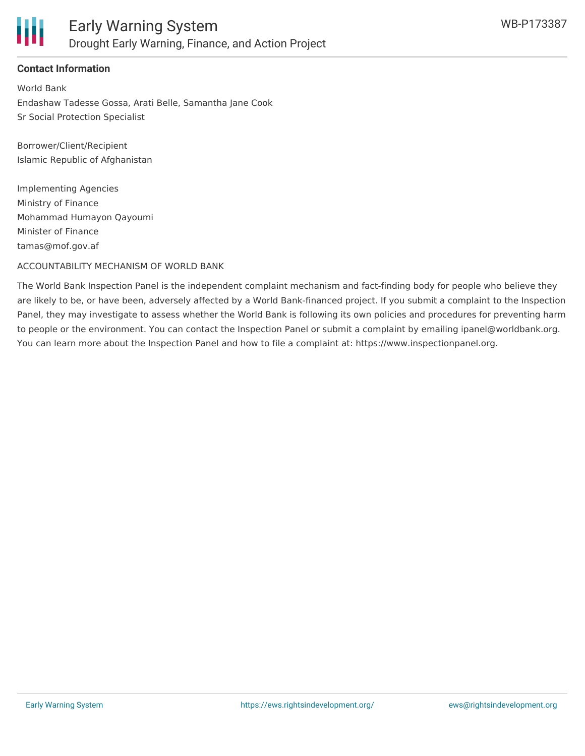## Contact Information

World Bank
Endashaw Tadesse Gossa, Arati Belle, Samantha Jane Cook
Sr Social Protection Specialist

Borrower/Client/Recipient
Islamic Republic of Afghanistan

Implementing Agencies
Ministry of Finance
Mohammad Humayon Qayoumi
Minister of Finance
tamas@mof.gov.af

ACCOUNTABILITY MECHANISM OF WORLD BANK

The World Bank Inspection Panel is the independent complaint mechanism and fact-finding body for people who believe they are likely to be, or have been, adversely affected by a World Bank-financed project. If you submit a complaint to the Inspection Panel, they may investigate to assess whether the World Bank is following its own policies and procedures for preventing harm to people or the environment. You can contact the Inspection Panel or submit a complaint by emailing ipanel@worldbank.org. You can learn more about the Inspection Panel and how to file a complaint at: https://www.inspectionpanel.org.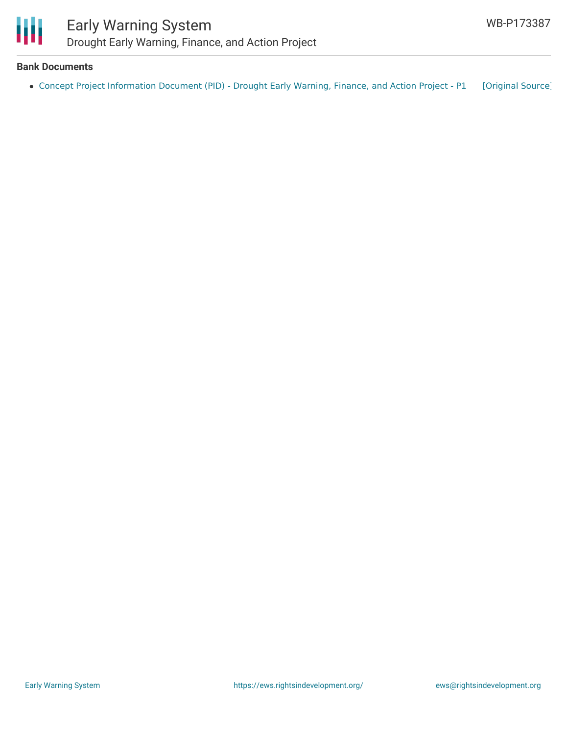**Bank Documents**

- Concept Project Information Document (PID) - Drought Early Warning, Finance, and Action Project - P1 [Original Source]